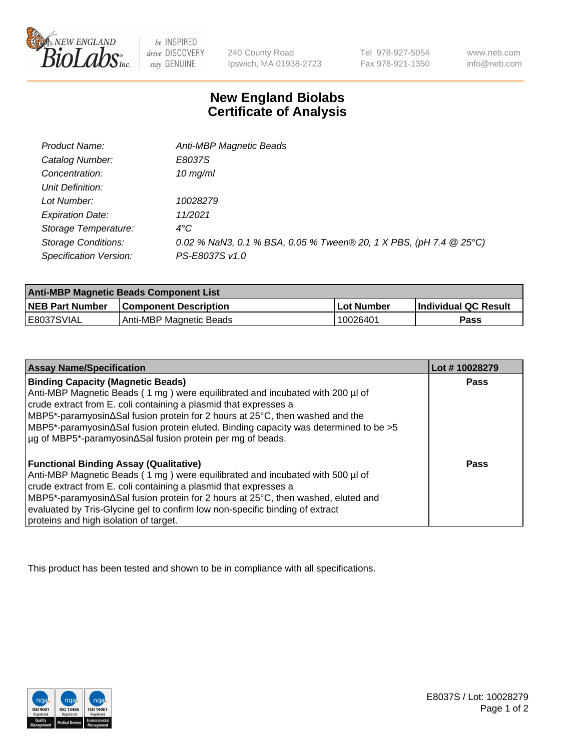# New England Biolabs
# Certificate of Analysis

| | |
|---|---|
| *Product Name:* | *Anti-MBP Magnetic Beads* |
| *Catalog Number:* | *E8037S* |
| *Concentration:* | *10 mg/ml* |
| *Unit Definition:* | |
| *Lot Number:* | *10028279* |
| *Expiration Date:* | *11/2021* |
| *Storage Temperature:* | *4°C* |
| *Storage Conditions:* | *0.02 % NaN3, 0.1 % BSA, 0.05 % Tween® 20, 1 X PBS, (pH 7.4 @ 25°C)* |
| *Specification Version:* | *PS-E8037S v1.0* |

| **Anti-MBP Magnetic Beads Component List** | | | |
|---|---|---|---|
| **NEB Part Number** | **Component Description** | **Lot Number** | **Individual QC Result** |
| E8037SVIAL | Anti-MBP Magnetic Beads | 10026401 | **Pass** |

| **Assay Name/Specification** | **Lot # 10028279** |
|---|---|
| **Binding Capacity (Magnetic Beads)**<br>Anti-MBP Magnetic Beads ( 1 mg ) were equilibrated and incubated with 200 µl of crude extract from E. coli containing a plasmid that expresses a MBP5*-paramyosinΔSal fusion protein for 2 hours at 25°C, then washed and the MBP5*-paramyosinΔSal fusion protein eluted. Binding capacity was determined to be >5 µg of MBP5*-paramyosinΔSal fusion protein per mg of beads. | **Pass** |
| **Functional Binding Assay (Qualitative)**<br>Anti-MBP Magnetic Beads ( 1 mg ) were equilibrated and incubated with 500 µl of crude extract from E. coli containing a plasmid that expresses a MBP5*-paramyosinΔSal fusion protein for 2 hours at 25°C, then washed, eluted and evaluated by Tris-Glycine gel to confirm low non-specific binding of extract proteins and high isolation of target. | **Pass** |

This product has been tested and shown to be in compliance with all specifications.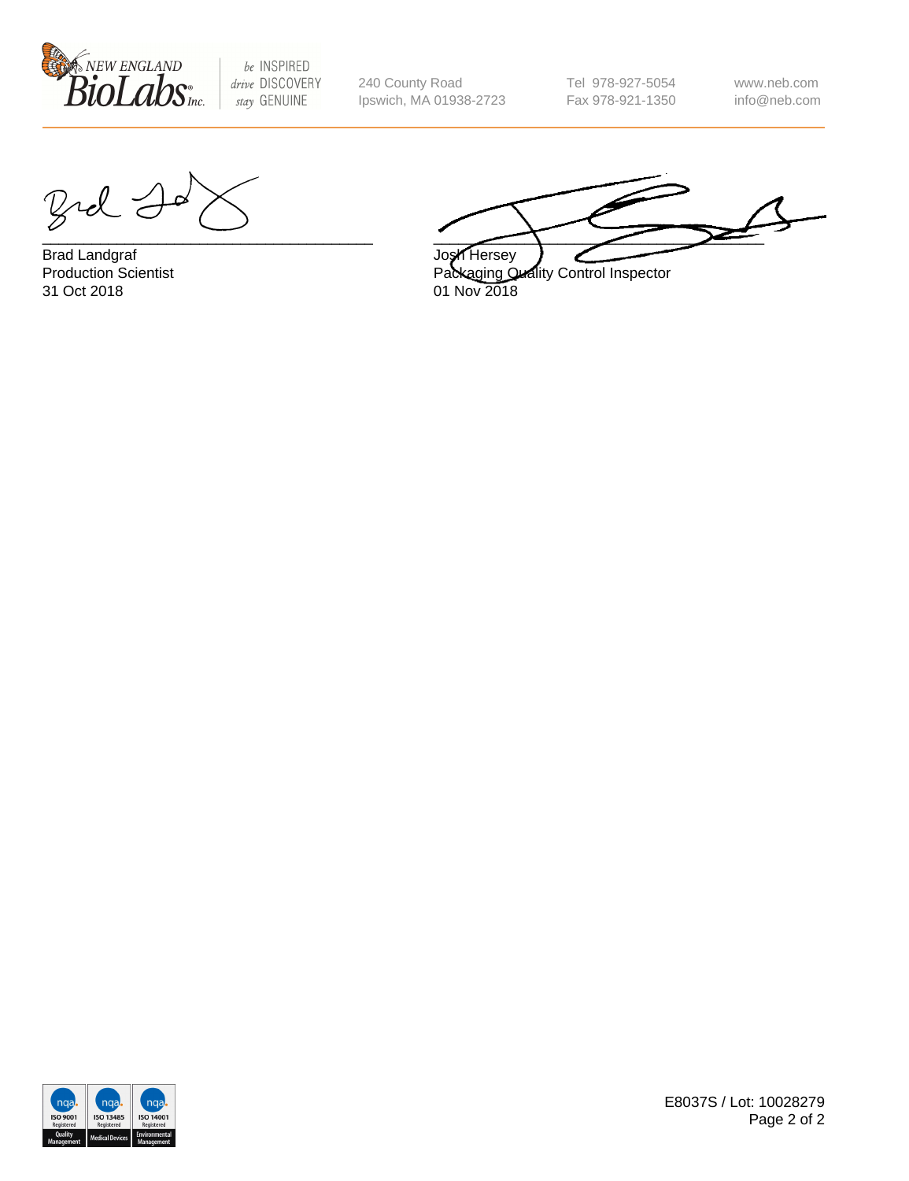Brad Landgraf
Production Scientist
31 Oct 2018

Josh Hersey
Packaging Quality Control Inspector
01 Nov 2018

E8037S / Lot: 10028279